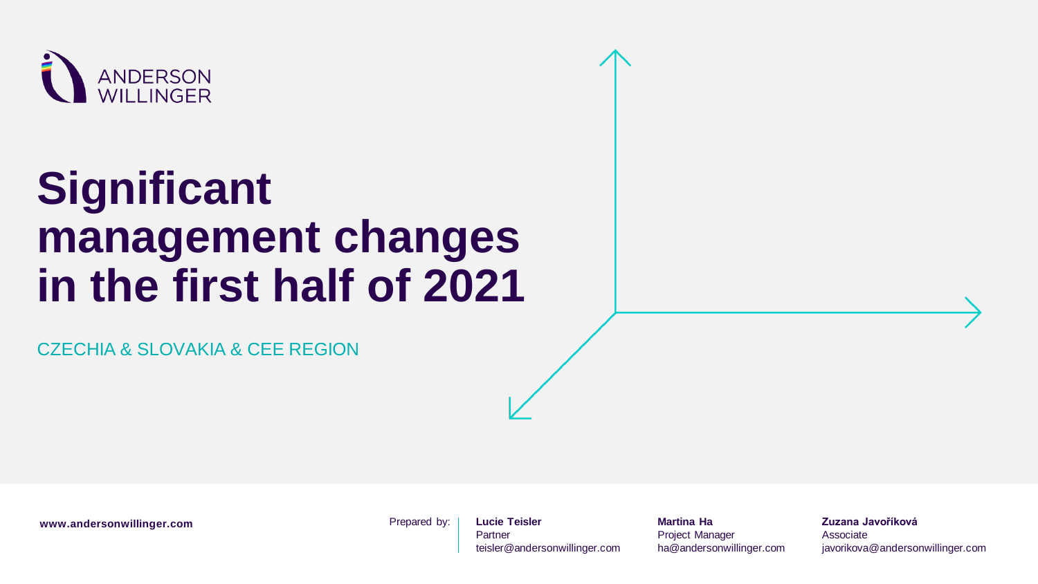ANDERSON WILLINGER

# Significant management changes in the first half of 2021

CZECHIA & SLOVAKIA & CEE REGION

**www.andersonwillinger.com**

Prepared by:

**Lucie Teisler**
Partner
teisler@andersonwillinger.com

**Martina Ha**
Project Manager
ha@andersonwillinger.com

**Zuzana Javoříková**
Associate
javorikova@andersonwillinger.com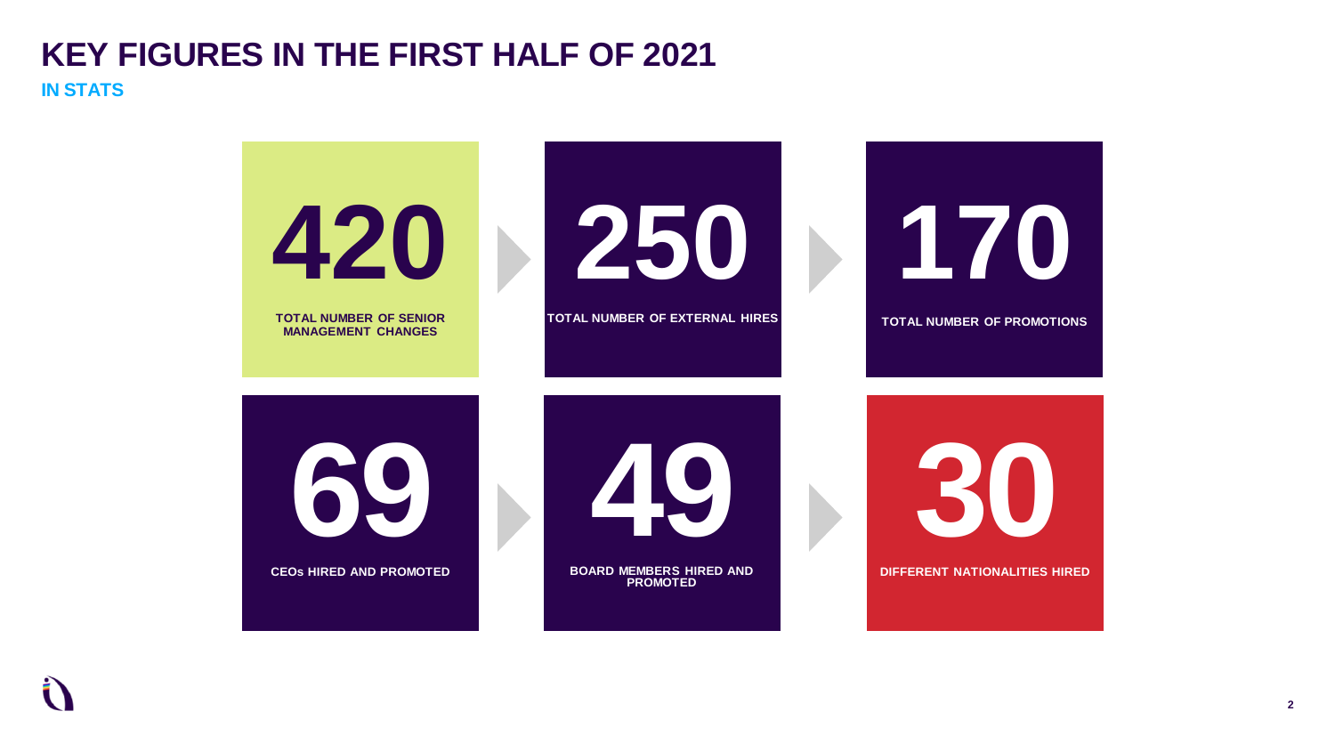# KEY FIGURES IN THE FIRST HALF OF 2021

## IN STATS

**420**
TOTAL NUMBER OF SENIOR MANAGEMENT CHANGES

**250**
TOTAL NUMBER OF EXTERNAL HIRES

**170**
TOTAL NUMBER OF PROMOTIONS

**69**
CEOs HIRED AND PROMOTED

**49**
BOARD MEMBERS HIRED AND PROMOTED

**30**
DIFFERENT NATIONALITIES HIRED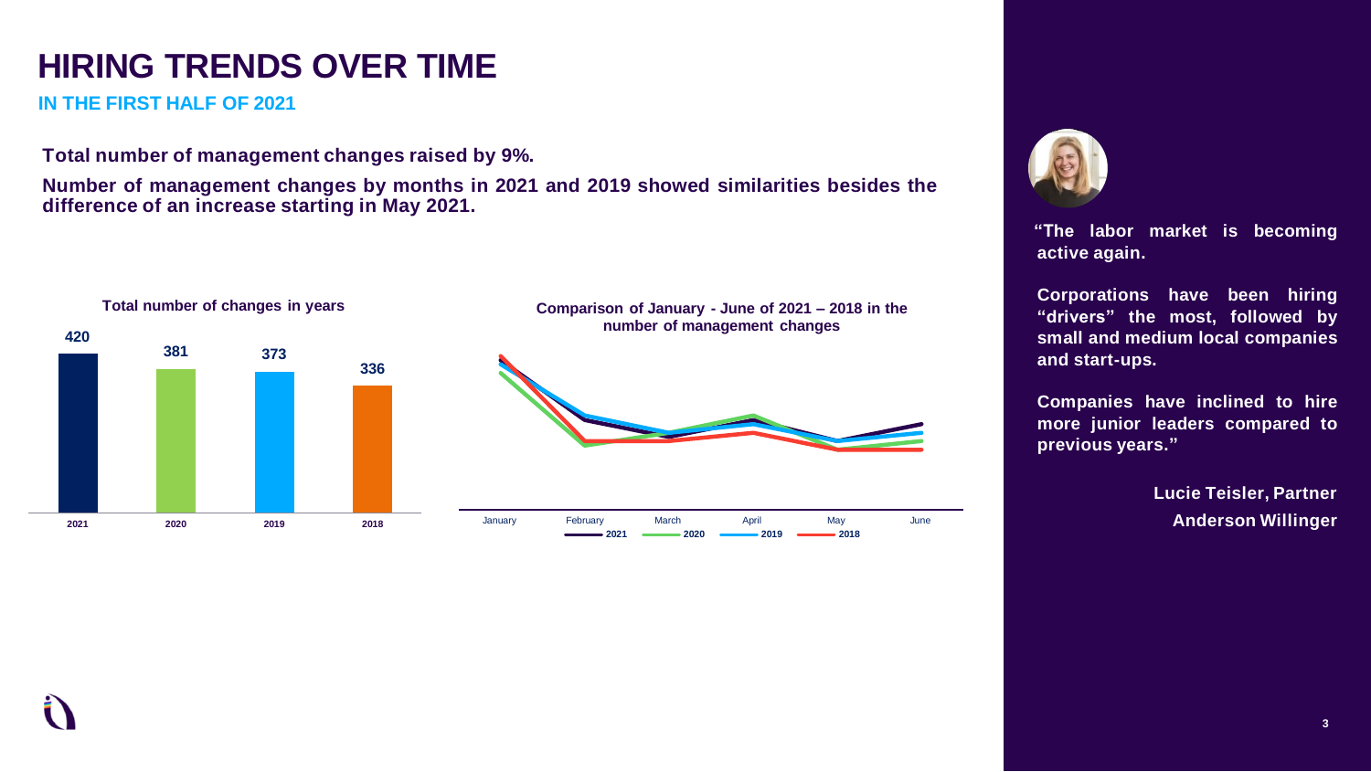# HIRING TRENDS OVER TIME

## IN THE FIRST HALF OF 2021

**Total number of management changes raised by 9%.**

**Number of management changes by months in 2021 and 2019 showed similarities besides the difference of an increase starting in May 2021.**

**Total number of changes in years**

| 2021 | 2020 | 2019 | 2018 |
|---|---|---|---|
| 420 | 381 | 373 | 336 |

**Comparison of January - June of 2021 – 2018 in the number of management changes**

January, February, March, April, May, June

2021, 2020, 2019, 2018

**"The labor market is becoming active again.**

**Corporations have been hiring "drivers" the most, followed by small and medium local companies and start-ups.**

**Companies have inclined to hire more junior leaders compared to previous years."**

**Lucie Teisler, Partner**
**Anderson Willinger**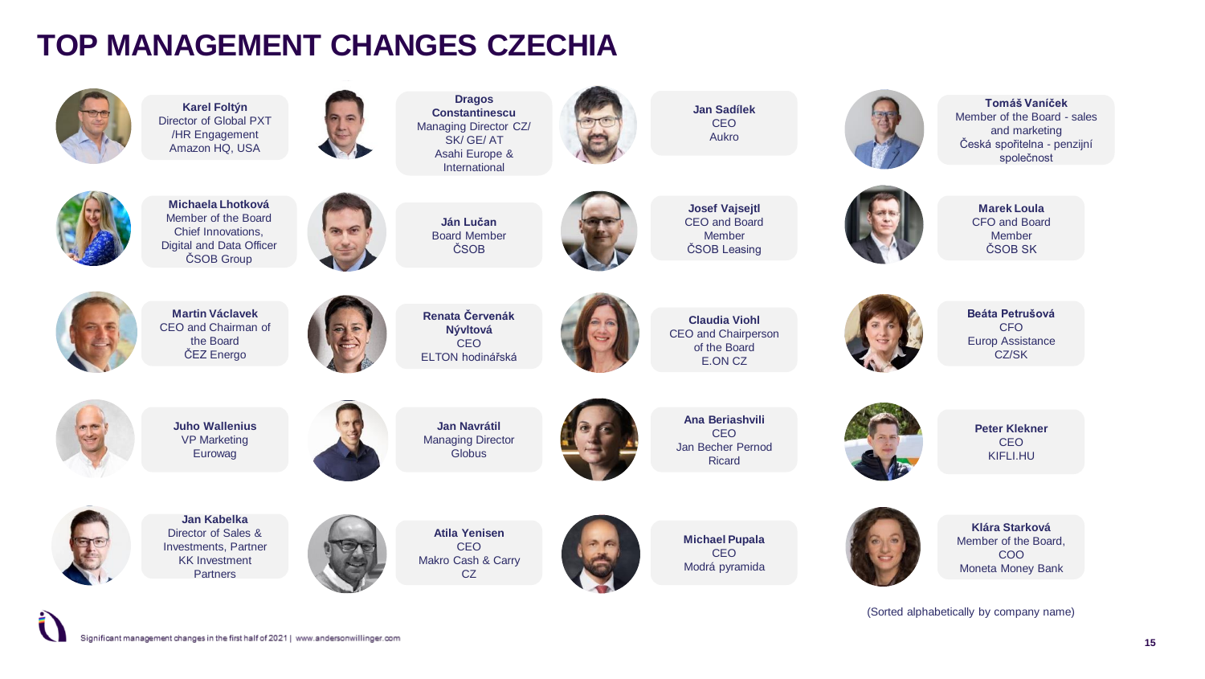# TOP MANAGEMENT CHANGES CZECHIA

**Karel Foltýn**
Director of Global PXT /HR Engagement
Amazon HQ, USA

**Dragos Constantinescu**
Managing Director CZ/ SK/ GE/ AT
Asahi Europe & International

**Jan Sadílek**
CEO
Aukro

**Tomáš Vaníček**
Member of the Board - sales and marketing
Česká spořitelna - penzijní společnost

**Michaela Lhotková**
Member of the Board
Chief Innovations, Digital and Data Officer
ČSOB Group

**Ján Lučan**
Board Member
ČSOB

**Josef Vajsejtl**
CEO and Board Member
ČSOB Leasing

**Marek Loula**
CFO and Board Member
ČSOB SK

**Martin Václavek**
CEO and Chairman of the Board
ČEZ Energo

**Renata Červenák Nývltová**
CEO
ELTON hodinářská

**Claudia Viohl**
CEO and Chairperson of the Board
E.ON CZ

**Beáta Petrušová**
CFO
Europ Assistance CZ/SK

**Juho Wallenius**
VP Marketing
Eurowag

**Jan Navrátil**
Managing Director
Globus

**Ana Beriashvili**
CEO
Jan Becher Pernod Ricard

**Peter Klekner**
CEO
KIFLI.HU

**Jan Kabelka**
Director of Sales & Investments, Partner
KK Investment Partners

**Atila Yenisen**
CEO
Makro Cash & Carry CZ

**Michael Pupala**
CEO
Modrá pyramida

**Klára Starková**
Member of the Board, COO
Moneta Money Bank

(Sorted alphabetically by company name)

Significant management changes in the first half of 2021 | www.andersonwillinger.com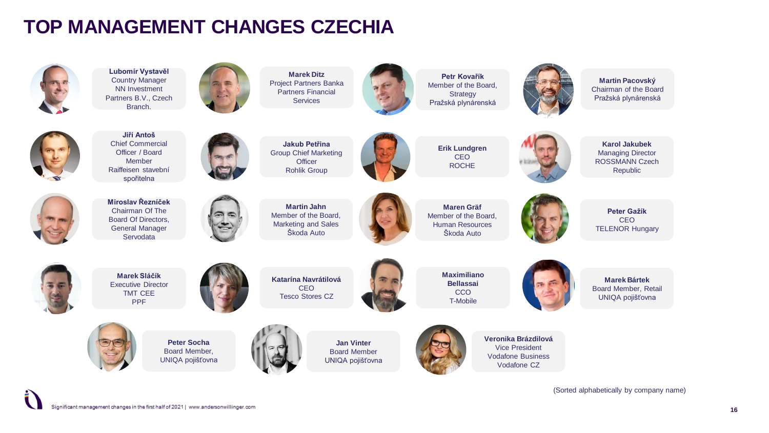# TOP MANAGEMENT CHANGES CZECHIA

**Lubomír Vystavěl**
Country Manager
NN Investment Partners B.V., Czech Branch.

**Marek Ditz**
Project Partners Banka
Partners Financial Services

**Petr Kovařík**
Member of the Board, Strategy
Pražská plynárenská

**Martin Pacovský**
Chairman of the Board
Pražská plynárenská

**Jiří Antoš**
Chief Commercial Officer / Board Member
Raiffeisen stavební spořitelna

**Jakub Petřina**
Group Chief Marketing Officer
Rohlik Group

**Erik Lundgren**
CEO
ROCHE

**Karol Jakubek**
Managing Director
ROSSMANN Czech Republic

**Miroslav Řezníček**
Chairman Of The Board Of Directors, General Manager
Servodata

**Martin Jahn**
Member of the Board, Marketing and Sales
Škoda Auto

**Maren Gräf**
Member of the Board, Human Resources
Škoda Auto

**Peter Gažík**
CEO
TELENOR Hungary

**Marek Sláčík**
Executive Director
TMT CEE
PPF

**Katarína Navrátilová**
CEO
Tesco Stores CZ

**Maximiliano Bellassai**
CCO
T-Mobile

**Marek Bártek**
Board Member, Retail
UNIQA pojišťovna

**Peter Socha**
Board Member,
UNIQA pojišťovna

**Jan Vinter**
Board Member
UNIQA pojišťovna

**Veronika Brázdilová**
Vice President
Vodafone Business
Vodafone CZ

(Sorted alphabetically by company name)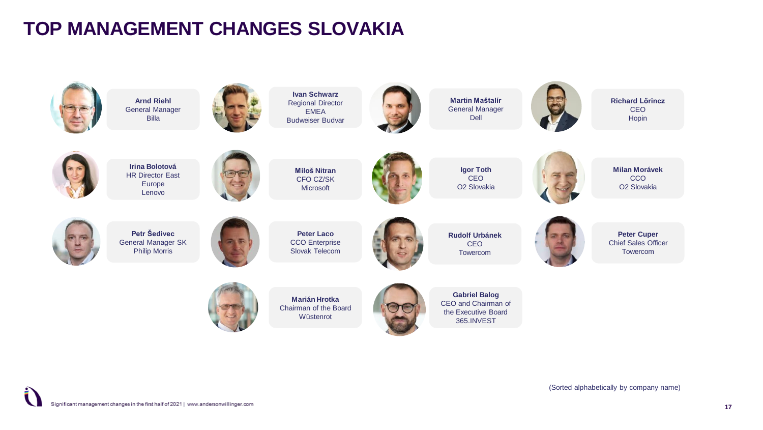# TOP MANAGEMENT CHANGES SLOVAKIA

**Arnd Riehl**
General Manager
Billa

**Ivan Schwarz**
Regional Director
EMEA
Budweiser Budvar

**Martin Maštalír**
General Manager
Dell

**Richard Lőrincz**
CEO
Hopin

**Irina Bolotová**
HR Director East
Europe
Lenovo

**Miloš Nitran**
CFO CZ/SK
Microsoft

**Igor Toth**
CEO
O2 Slovakia

**Milan Morávek**
CCO
O2 Slovakia

**Petr Šedivec**
General Manager SK
Philip Morris

**Peter Laco**
CCO Enterprise
Slovak Telecom

**Rudolf Urbánek**
CEO
Towercom

**Peter Cuper**
Chief Sales Officer
Towercom

**Marián Hrotka**
Chairman of the Board
Wüstenrot

**Gabriel Balog**
CEO and Chairman of
the Executive Board
365.INVEST

(Sorted alphabetically by company name)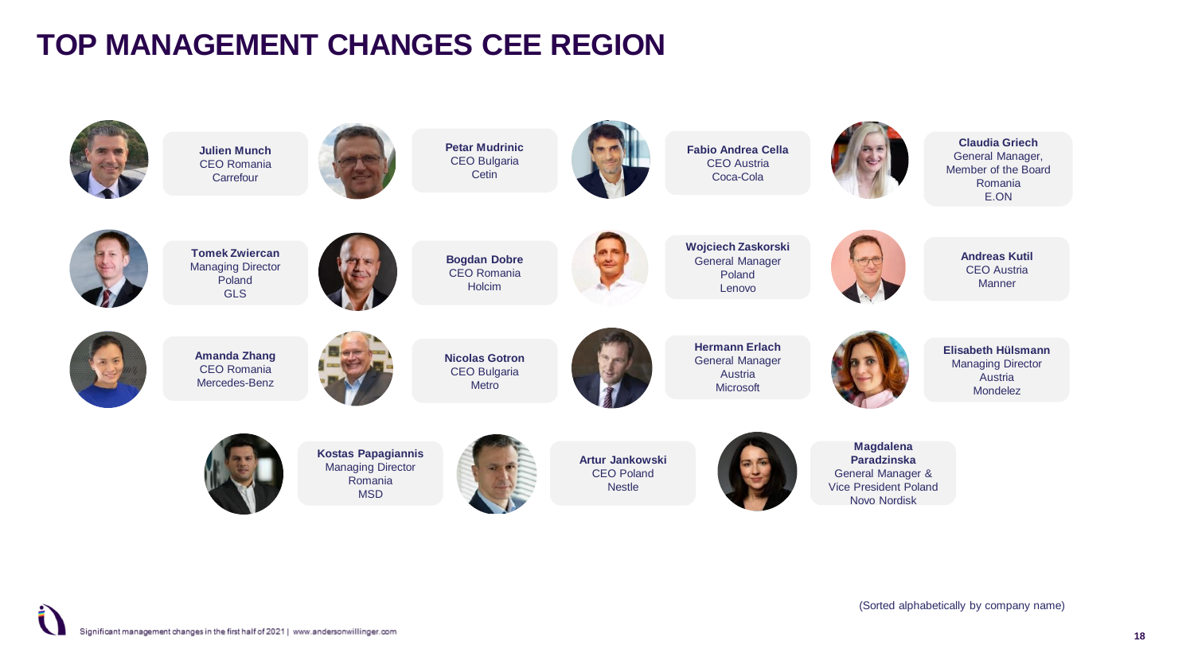# TOP MANAGEMENT CHANGES CEE REGION

**Julien Munch**
CEO Romania
Carrefour

**Petar Mudrinic**
CEO Bulgaria
Cetin

**Fabio Andrea Cella**
CEO Austria
Coca-Cola

**Claudia Griech**
General Manager,
Member of the Board
Romania
E.ON

**Tomek Zwiercan**
Managing Director
Poland
GLS

**Bogdan Dobre**
CEO Romania
Holcim

**Wojciech Zaskorski**
General Manager
Poland
Lenovo

**Andreas Kutil**
CEO Austria
Manner

**Amanda Zhang**
CEO Romania
Mercedes-Benz

**Nicolas Gotron**
CEO Bulgaria
Metro

**Hermann Erlach**
General Manager
Austria
Microsoft

**Elisabeth Hülsmann**
Managing Director
Austria
Mondelez

**Kostas Papagiannis**
Managing Director
Romania
MSD

**Artur Jankowski**
CEO Poland
Nestle

**Magdalena Paradzinska**
General Manager &
Vice President Poland
Novo Nordisk

(Sorted alphabetically by company name)

Significant management changes in the first half of 2021 | www.andersonwillinger.com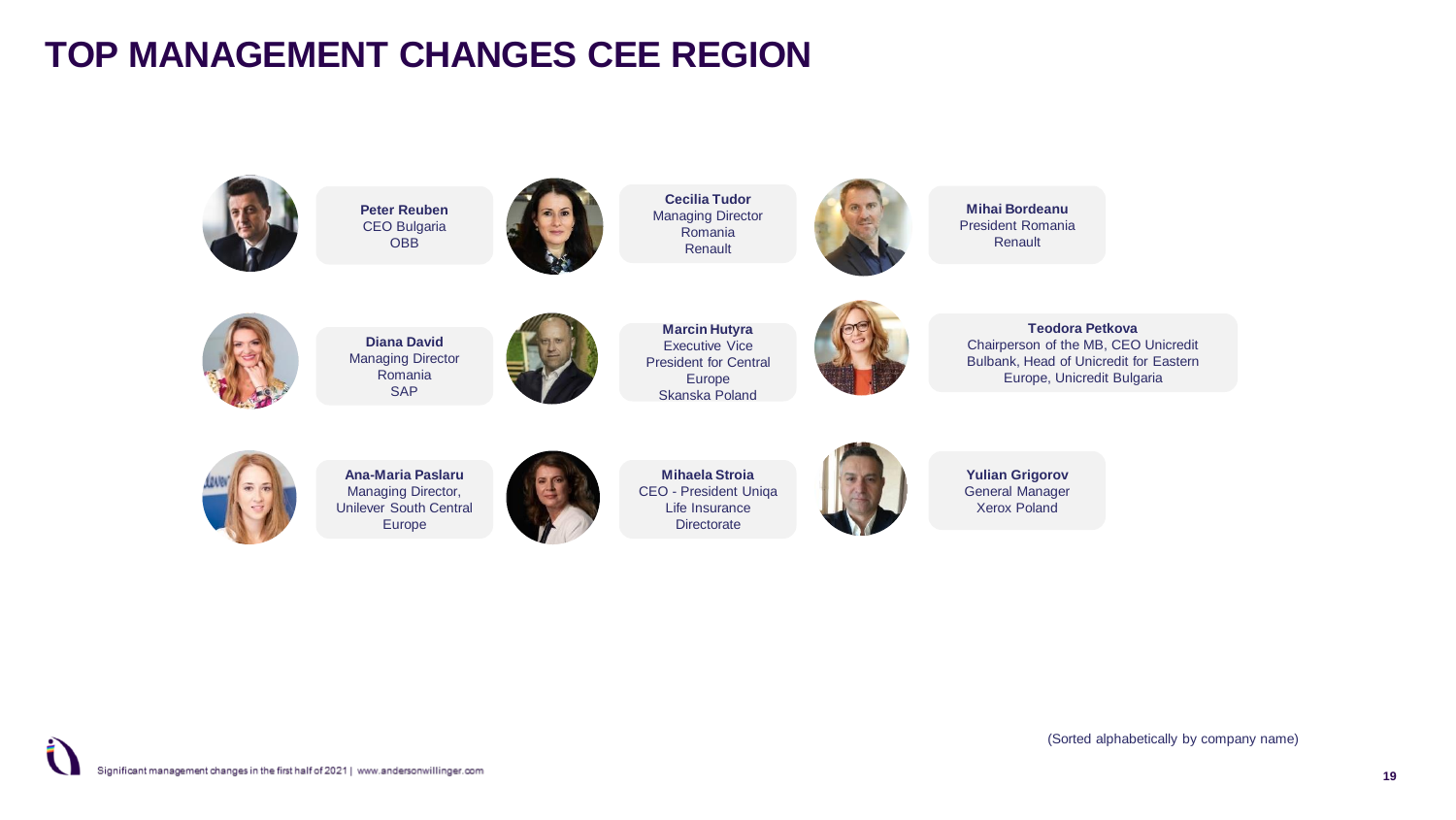# TOP MANAGEMENT CHANGES CEE REGION

**Peter Reuben**
CEO Bulgaria
OBB

**Cecilia Tudor**
Managing Director
Romania
Renault

**Mihai Bordeanu**
President Romania
Renault

**Diana David**
Managing Director
Romania
SAP

**Marcin Hutyra**
Executive Vice
President for Central
Europe
Skanska Poland

**Teodora Petkova**
Chairperson of the MB, CEO Unicredit
Bulbank, Head of Unicredit for Eastern
Europe, Unicredit Bulgaria

**Ana-Maria Paslaru**
Managing Director,
Unilever South Central
Europe

**Mihaela Stroia**
CEO - President Uniqa
Life Insurance
Directorate

**Yulian Grigorov**
General Manager
Xerox Poland

(Sorted alphabetically by company name)

Significant management changes in the first half of 2021 | www.andersonwillinger.com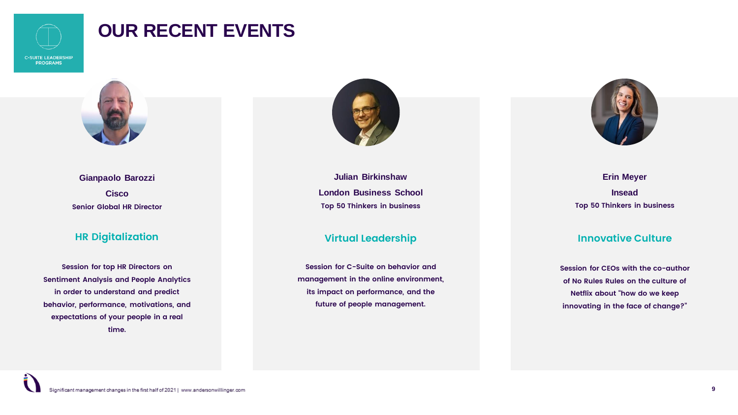# OUR RECENT EVENTS

C-SUITE LEADERSHIP PROGRAMS

**Gianpaolo Barozzi**

**Cisco**

**Senior Global HR Director**

### HR Digitalization

**Session for top HR Directors on Sentiment Analysis and People Analytics in order to understand and predict behavior, performance, motivations, and expectations of your people in a real time.**

**Julian Birkinshaw**

**London Business School**

**Top 50 Thinkers in business**

### Virtual Leadership

**Session for C-Suite on behavior and management in the online environment, its impact on performance, and the future of people management.**

**Erin Meyer**

**Insead**

**Top 50 Thinkers in business**

### Innovative Culture

**Session for CEOs with the co-author of No Rules Rules on the culture of Netflix about "how do we keep innovating in the face of change?"**